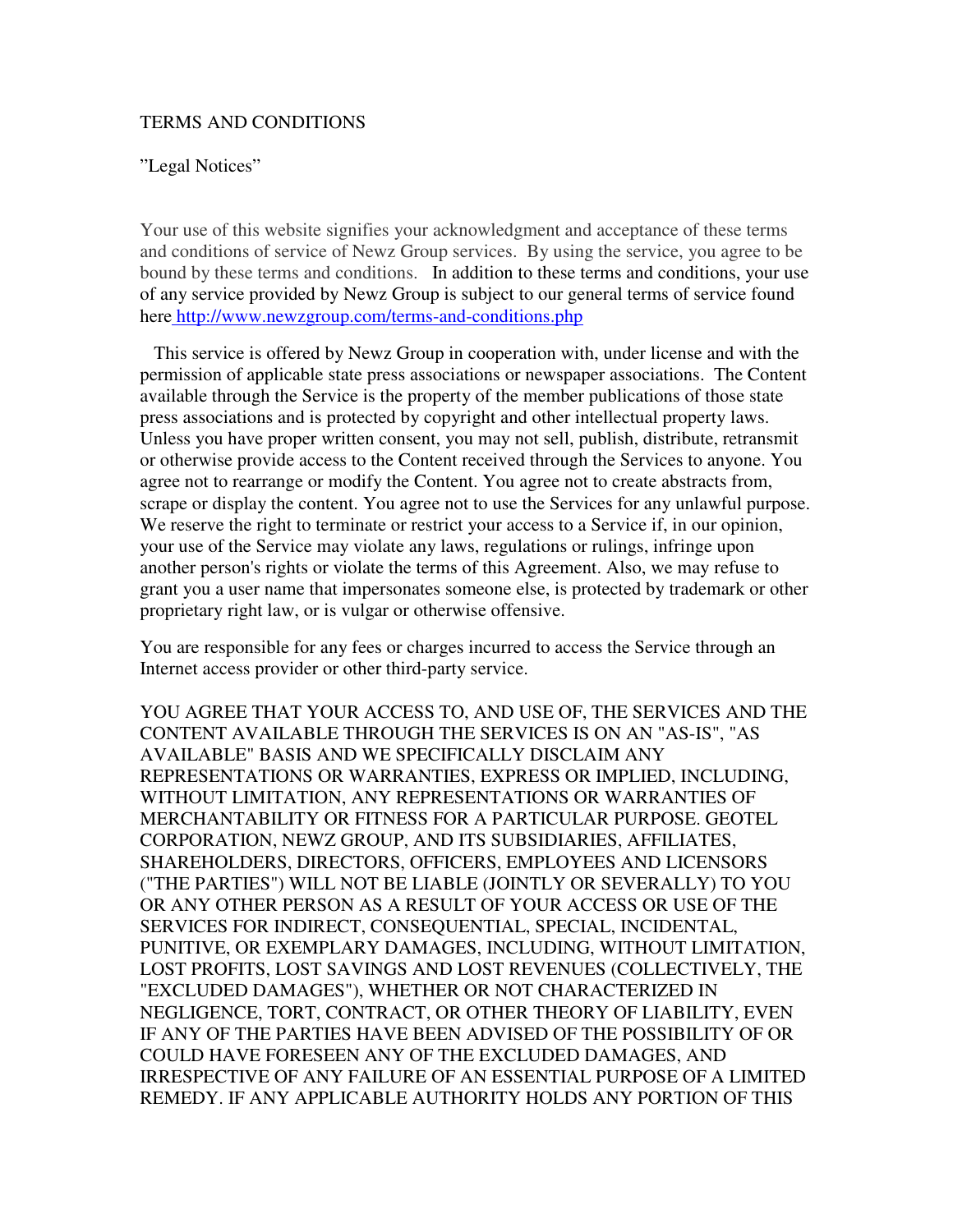TERMS AND CONDITIONS

”Legal Notices”

Your use of this website signifies your acknowledgment and acceptance of these terms and conditions of service of Newz Group services. By using the service, you agree to be bound by these terms and conditions. In addition to these terms and conditions, your use of any service provided by Newz Group is subject to our general terms of service found here [http://www.newzgroup.com/terms-and-conditions.php](http://www.newzgroup.com/terms-and-conditions.php)

This service is offered by Newz Group in cooperation with, under license and with the permission of applicable state press associations or newspaper associations. The Content available through the Service is the property of the member publications of those state press associations and is protected by copyright and other intellectual property laws. Unless you have proper written consent, you may not sell, publish, distribute, retransmit or otherwise provide access to the Content received through the Services to anyone. You agree not to rearrange or modify the Content. You agree not to create abstracts from, scrape or display the content. You agree not to use the Services for any unlawful purpose. We reserve the right to terminate or restrict your access to a Service if, in our opinion, your use of the Service may violate any laws, regulations or rulings, infringe upon another person's rights or violate the terms of this Agreement. Also, we may refuse to grant you a user name that impersonates someone else, is protected by trademark or other proprietary right law, or is vulgar or otherwise offensive.

You are responsible for any fees or charges incurred to access the Service through an Internet access provider or other third-party service.

YOU AGREE THAT YOUR ACCESS TO, AND USE OF, THE SERVICES AND THE CONTENT AVAILABLE THROUGH THE SERVICES IS ON AN "AS-IS", "AS AVAILABLE" BASIS AND WE SPECIFICALLY DISCLAIM ANY REPRESENTATIONS OR WARRANTIES, EXPRESS OR IMPLIED, INCLUDING, WITHOUT LIMITATION, ANY REPRESENTATIONS OR WARRANTIES OF MERCHANTABILITY OR FITNESS FOR A PARTICULAR PURPOSE. GEOTEL CORPORATION, NEWZ GROUP, AND ITS SUBSIDIARIES, AFFILIATES, SHAREHOLDERS, DIRECTORS, OFFICERS, EMPLOYEES AND LICENSORS ("THE PARTIES") WILL NOT BE LIABLE (JOINTLY OR SEVERALLY) TO YOU OR ANY OTHER PERSON AS A RESULT OF YOUR ACCESS OR USE OF THE SERVICES FOR INDIRECT, CONSEQUENTIAL, SPECIAL, INCIDENTAL, PUNITIVE, OR EXEMPLARY DAMAGES, INCLUDING, WITHOUT LIMITATION, LOST PROFITS, LOST SAVINGS AND LOST REVENUES (COLLECTIVELY, THE "EXCLUDED DAMAGES"), WHETHER OR NOT CHARACTERIZED IN NEGLIGENCE, TORT, CONTRACT, OR OTHER THEORY OF LIABILITY, EVEN IF ANY OF THE PARTIES HAVE BEEN ADVISED OF THE POSSIBILITY OF OR COULD HAVE FORESEEN ANY OF THE EXCLUDED DAMAGES, AND IRRESPECTIVE OF ANY FAILURE OF AN ESSENTIAL PURPOSE OF A LIMITED REMEDY. IF ANY APPLICABLE AUTHORITY HOLDS ANY PORTION OF THIS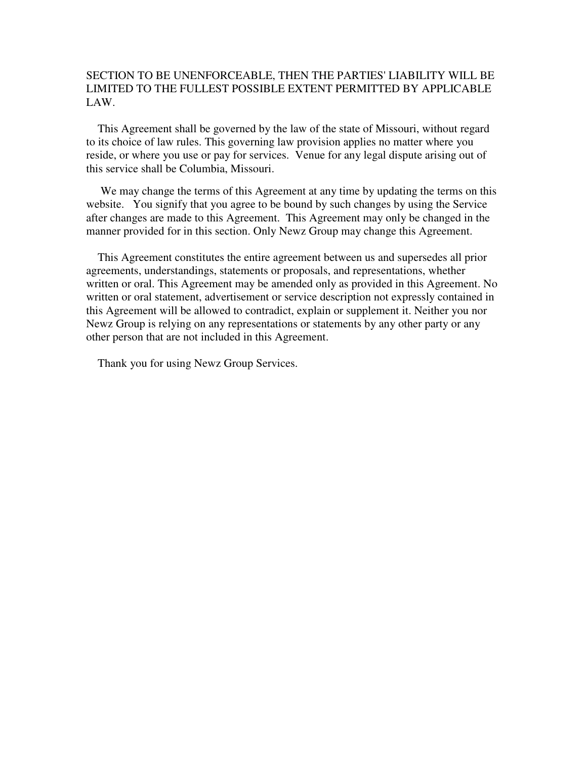SECTION TO BE UNENFORCEABLE, THEN THE PARTIES' LIABILITY WILL BE LIMITED TO THE FULLEST POSSIBLE EXTENT PERMITTED BY APPLICABLE LAW.

This Agreement shall be governed by the law of the state of Missouri, without regard to its choice of law rules. This governing law provision applies no matter where you reside, or where you use or pay for services. Venue for any legal dispute arising out of this service shall be Columbia, Missouri.

We may change the terms of this Agreement at any time by updating the terms on this website. You signify that you agree to be bound by such changes by using the Service after changes are made to this Agreement. This Agreement may only be changed in the manner provided for in this section. Only Newz Group may change this Agreement.

This Agreement constitutes the entire agreement between us and supersedes all prior agreements, understandings, statements or proposals, and representations, whether written or oral. This Agreement may be amended only as provided in this Agreement. No written or oral statement, advertisement or service description not expressly contained in this Agreement will be allowed to contradict, explain or supplement it. Neither you nor Newz Group is relying on any representations or statements by any other party or any other person that are not included in this Agreement.

Thank you for using Newz Group Services.